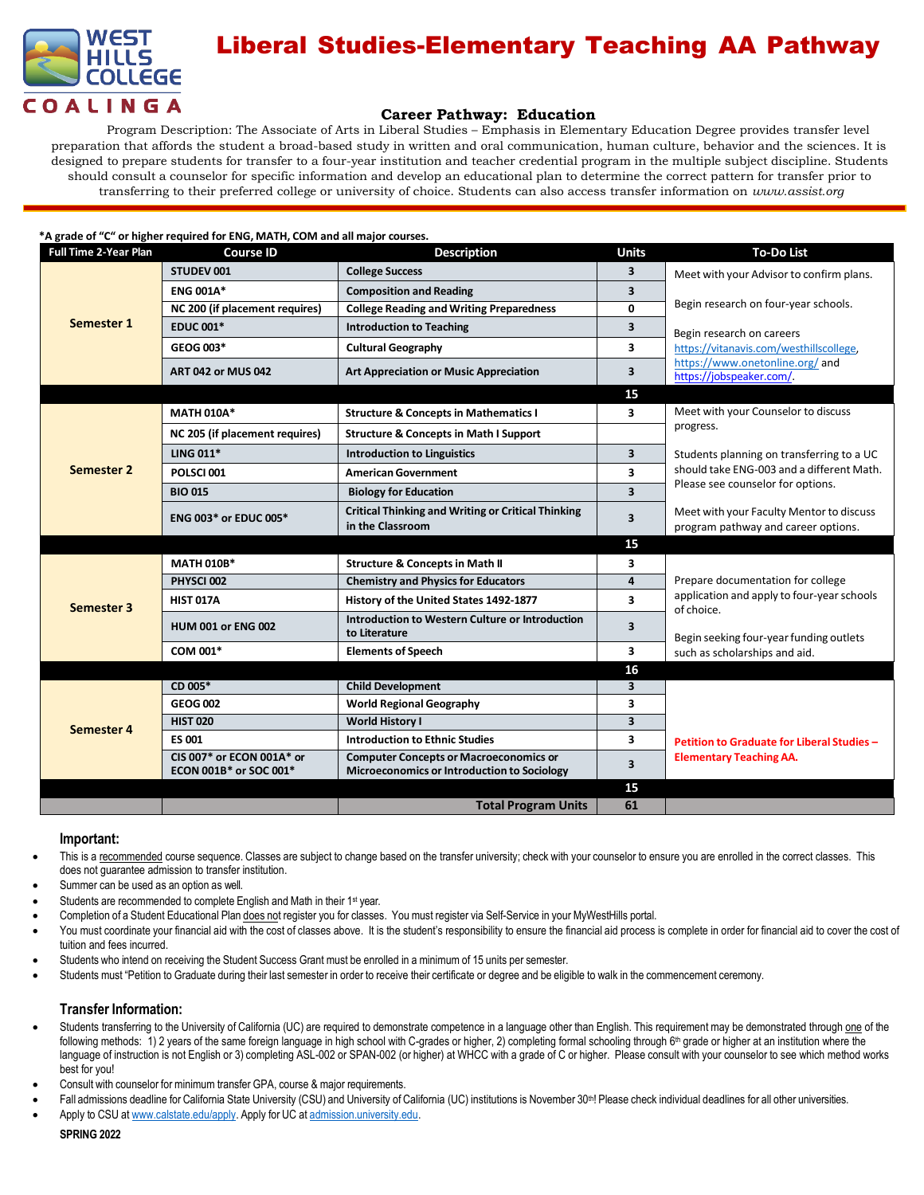# Liberal Studies-Elementary Teaching AA Pathway

West Hills College Coalinga

### Career Pathway: Education

Program Description: The Associate of Arts in Liberal Studies – Emphasis in Elementary Education Degree provides transfer level preparation that affords the student a broad-based study in written and oral communication, human culture, behavior and the sciences. It is designed to prepare students for transfer to a four-year institution and teacher credential program in the multiple subject discipline. Students should consult a counselor for specific information and develop an educational plan to determine the correct pattern for transfer prior to transferring to their preferred college or university of choice. Students can also access transfer information on *www.assist.org*

**\*A grade of "C" or higher required for ENG, MATH, COM and all major courses.**

| Full Time 2-Year Plan | Course ID | Description | Units | To-Do List |
|---|---|---|---|---|
| **Semester 1** | STUDEV 001 | College Success | 3 | Meet with your Advisor to confirm plans. Begin research on four-year schools. Begin research on careers https://vitanavis.com/westhillscollege, https://www.onetonline.org/ and https://jobspeaker.com/. |
| | ENG 001A* | Composition and Reading | 3 | |
| | NC 200 (if placement requires) | College Reading and Writing Preparedness | 0 | |
| | EDUC 001* | Introduction to Teaching | 3 | |
| | GEOG 003* | Cultural Geography | 3 | |
| | ART 042 or MUS 042 | Art Appreciation or Music Appreciation | 3 | |
| | | | **15** | |
| **Semester 2** | MATH 010A* | Structure & Concepts in Mathematics I | 3 | Meet with your Counselor to discuss progress. Students planning on transferring to a UC should take ENG-003 and a different Math. Please see counselor for options. Meet with your Faculty Mentor to discuss program pathway and career options. |
| | NC 205 (if placement requires) | Structure & Concepts in Math I Support | | |
| | LING 011* | Introduction to Linguistics | 3 | |
| | POLSCI 001 | American Government | 3 | |
| | BIO 015 | Biology for Education | 3 | |
| | ENG 003* or EDUC 005* | Critical Thinking and Writing or Critical Thinking in the Classroom | 3 | |
| | | | **15** | |
| **Semester 3** | MATH 010B* | Structure & Concepts in Math II | 3 | Prepare documentation for college application and apply to four-year schools of choice. Begin seeking four-year funding outlets such as scholarships and aid. |
| | PHYSCI 002 | Chemistry and Physics for Educators | 4 | |
| | HIST 017A | History of the United States 1492-1877 | 3 | |
| | HUM 001 or ENG 002 | Introduction to Western Culture or Introduction to Literature | 3 | |
| | COM 001* | Elements of Speech | 3 | |
| | | | **16** | |
| **Semester 4** | CD 005* | Child Development | 3 | **Petition to Graduate for Liberal Studies – Elementary Teaching AA.** |
| | GEOG 002 | World Regional Geography | 3 | |
| | HIST 020 | World History I | 3 | |
| | ES 001 | Introduction to Ethnic Studies | 3 | |
| | CIS 007* or ECON 001A* or ECON 001B* or SOC 001* | Computer Concepts or Macroeconomics or Microeconomics or Introduction to Sociology | 3 | |
| | | | **15** | |
| | | **Total Program Units** | **61** | |

## Important:

- This is a recommended course sequence. Classes are subject to change based on the transfer university; check with your counselor to ensure you are enrolled in the correct classes. This does not guarantee admission to transfer institution.
- Summer can be used as an option as well.
- Students are recommended to complete English and Math in their 1st year.
- Completion of a Student Educational Plan does not register you for classes. You must register via Self-Service in your MyWestHills portal.
- You must coordinate your financial aid with the cost of classes above. It is the student's responsibility to ensure the financial aid process is complete in order for financial aid to cover the cost of tuition and fees incurred.
- Students who intend on receiving the Student Success Grant must be enrolled in a minimum of 15 units per semester.
- Students must "Petition to Graduate during their last semester in order to receive their certificate or degree and be eligible to walk in the commencement ceremony.

## Transfer Information:

- Students transferring to the University of California (UC) are required to demonstrate competence in a language other than English. This requirement may be demonstrated through one of the following methods: 1) 2 years of the same foreign language in high school with C-grades or higher, 2) completing formal schooling through 6th grade or higher at an institution where the language of instruction is not English or 3) completing ASL-002 or SPAN-002 (or higher) at WHCC with a grade of C or higher. Please consult with your counselor to see which method works best for you!
- Consult with counselor for minimum transfer GPA, course & major requirements.
- Fall admissions deadline for California State University (CSU) and University of California (UC) institutions is November 30th! Please check individual deadlines for all other universities.
- Apply to CSU at www.calstate.edu/apply. Apply for UC at admission.university.edu.

**SPRING 2022**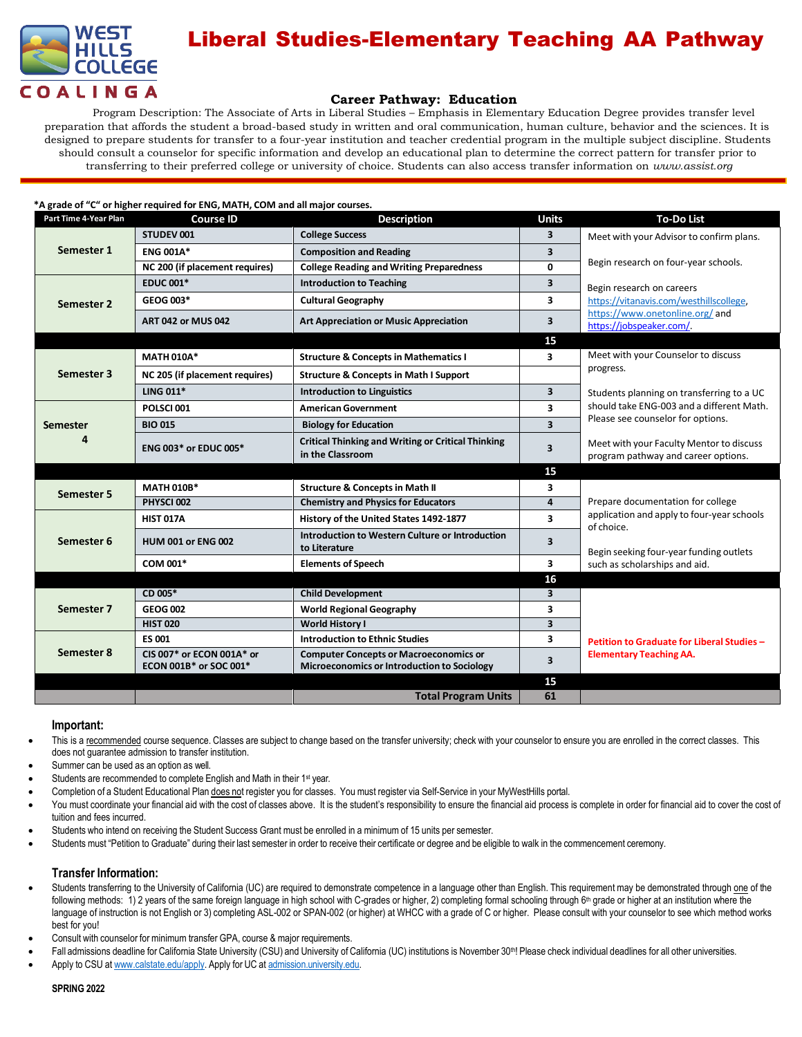# Liberal Studies-Elementary Teaching AA Pathway

WEST HILLS COLLEGE COALINGA

**Career Pathway: Education**

Program Description: The Associate of Arts in Liberal Studies – Emphasis in Elementary Education Degree provides transfer level preparation that affords the student a broad-based study in written and oral communication, human culture, behavior and the sciences. It is designed to prepare students for transfer to a four-year institution and teacher credential program in the multiple subject discipline. Students should consult a counselor for specific information and develop an educational plan to determine the correct pattern for transfer prior to transferring to their preferred college or university of choice. Students can also access transfer information on *www.assist.org*

**\*A grade of "C" or higher required for ENG, MATH, COM and all major courses.**

| Part Time 4-Year Plan | Course ID | Description | Units | To-Do List |
|---|---|---|---|---|
| Semester 1 | STUDEV 001 | College Success | 3 | Meet with your Advisor to confirm plans. |
| | ENG 001A* | Composition and Reading | 3 | Begin research on four-year schools. |
| | NC 200 (if placement requires) | College Reading and Writing Preparedness | 0 | |
| Semester 2 | EDUC 001* | Introduction to Teaching | 3 | Begin research on careers https://vitanavis.com/westhillscollege, https://www.onetonline.org/ and https://jobspeaker.com/. |
| | GEOG 003* | Cultural Geography | 3 | |
| | ART 042 or MUS 042 | Art Appreciation or Music Appreciation | 3 | |
| | | | 15 | |
| Semester 3 | MATH 010A* | Structure & Concepts in Mathematics I | 3 | Meet with your Counselor to discuss progress. |
| | NC 205 (if placement requires) | Structure & Concepts in Math I Support | | |
| | LING 011* | Introduction to Linguistics | 3 | Students planning on transferring to a UC should take ENG-003 and a different Math. Please see counselor for options. |
| Semester 4 | POLSCI 001 | American Government | 3 | |
| | BIO 015 | Biology for Education | 3 | |
| | ENG 003* or EDUC 005* | Critical Thinking and Writing or Critical Thinking in the Classroom | 3 | Meet with your Faculty Mentor to discuss program pathway and career options. |
| | | | 15 | |
| Semester 5 | MATH 010B* | Structure & Concepts in Math II | 3 | |
| | PHYSCI 002 | Chemistry and Physics for Educators | 4 | Prepare documentation for college application and apply to four-year schools of choice. |
| Semester 6 | HIST 017A | History of the United States 1492-1877 | 3 | |
| | HUM 001 or ENG 002 | Introduction to Western Culture or Introduction to Literature | 3 | Begin seeking four-year funding outlets such as scholarships and aid. |
| | COM 001* | Elements of Speech | 3 | |
| | | | 16 | |
| Semester 7 | CD 005* | Child Development | 3 | |
| | GEOG 002 | World Regional Geography | 3 | |
| | HIST 020 | World History I | 3 | |
| Semester 8 | ES 001 | Introduction to Ethnic Studies | 3 | **Petition to Graduate for Liberal Studies – Elementary Teaching AA.** |
| | CIS 007* or ECON 001A* or ECON 001B* or SOC 001* | Computer Concepts or Macroeconomics or Microeconomics or Introduction to Sociology | 3 | |
| | | | 15 | |
| | | **Total Program Units** | **61** | |

## Important:

- This is a recommended course sequence. Classes are subject to change based on the transfer university; check with your counselor to ensure you are enrolled in the correct classes. This does not guarantee admission to transfer institution.
- Summer can be used as an option as well.
- Students are recommended to complete English and Math in their 1st year.
- Completion of a Student Educational Plan does not register you for classes. You must register via Self-Service in your MyWestHills portal.
- You must coordinate your financial aid with the cost of classes above. It is the student's responsibility to ensure the financial aid process is complete in order for financial aid to cover the cost of tuition and fees incurred.
- Students who intend on receiving the Student Success Grant must be enrolled in a minimum of 15 units per semester.
- Students must "Petition to Graduate" during their last semester in order to receive their certificate or degree and be eligible to walk in the commencement ceremony.

## Transfer Information:

- Students transferring to the University of California (UC) are required to demonstrate competence in a language other than English. This requirement may be demonstrated through one of the following methods: 1) 2 years of the same foreign language in high school with C-grades or higher, 2) completing formal schooling through 6th grade or higher at an institution where the language of instruction is not English or 3) completing ASL-002 or SPAN-002 (or higher) at WHCC with a grade of C or higher. Please consult with your counselor to see which method works best for you!
- Consult with counselor for minimum transfer GPA, course & major requirements.
- Fall admissions deadline for California State University (CSU) and University of California (UC) institutions is November 30th! Please check individual deadlines for all other universities.
- Apply to CSU at www.calstate.edu/apply. Apply for UC at admission.university.edu.

SPRING 2022